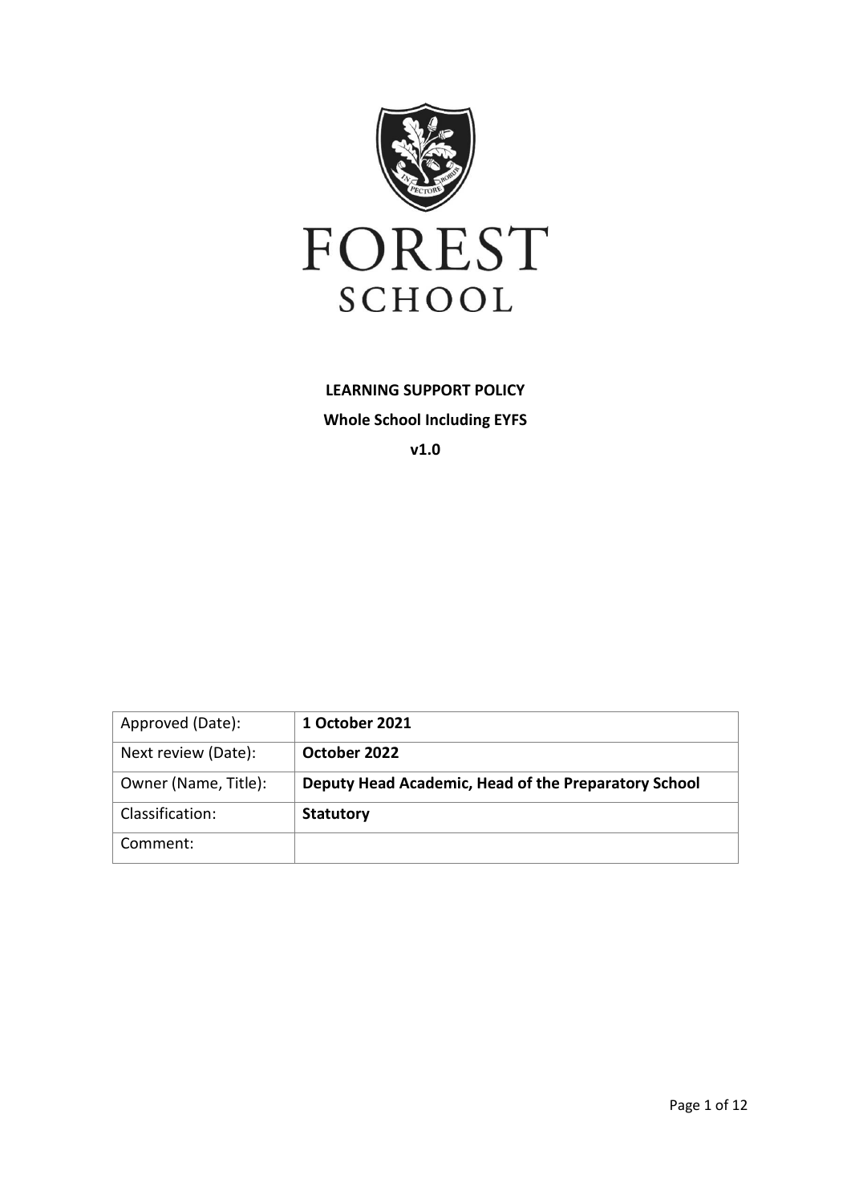FOREST

SCHOOL

**LEARNING SUPPORT POLICY**

**Whole School Including EYFS**

**v1.0**

| Approved (Date): | **1 October 2021** |
| --- | --- |
| Next review (Date): | **October 2022** |
| Owner (Name, Title): | **Deputy Head Academic, Head of the Preparatory School** |
| Classification: | **Statutory** |
| Comment: | |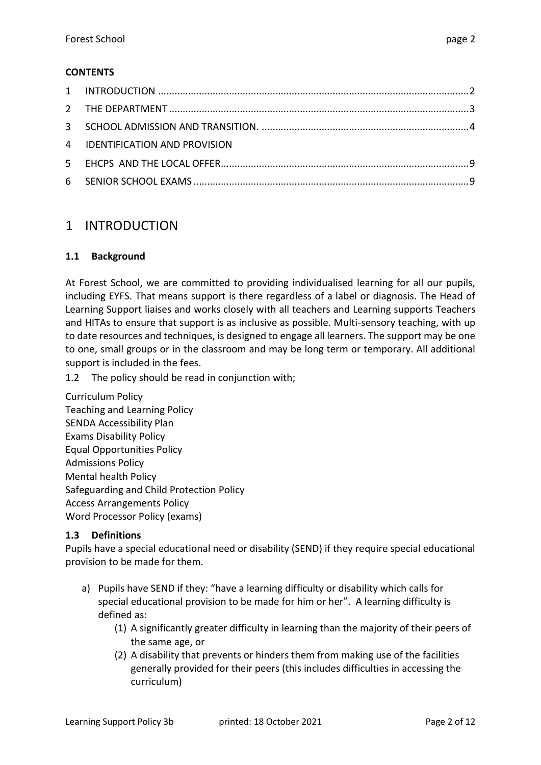**CONTENTS**

1 INTRODUCTION ..... 2
2 THE DEPARTMENT ..... 3
3 SCHOOL ADMISSION AND TRANSITION. ..... 4
4 IDENTIFICATION AND PROVISION
5 EHCPS AND THE LOCAL OFFER ..... 9
6 SENIOR SCHOOL EXAMS ..... 9

# 1 INTRODUCTION

### 1.1 Background

At Forest School, we are committed to providing individualised learning for all our pupils, including EYFS. That means support is there regardless of a label or diagnosis. The Head of Learning Support liaises and works closely with all teachers and Learning supports Teachers and HITAs to ensure that support is as inclusive as possible. Multi-sensory teaching, with up to date resources and techniques, is designed to engage all learners. The support may be one to one, small groups or in the classroom and may be long term or temporary. All additional support is included in the fees.

1.2 The policy should be read in conjunction with;

Curriculum Policy
Teaching and Learning Policy
SENDA Accessibility Plan
Exams Disability Policy
Equal Opportunities Policy
Admissions Policy
Mental health Policy
Safeguarding and Child Protection Policy
Access Arrangements Policy
Word Processor Policy (exams)

### 1.3 Definitions

Pupils have a special educational need or disability (SEND) if they require special educational provision to be made for them.

a) Pupils have SEND if they: "have a learning difficulty or disability which calls for special educational provision to be made for him or her". A learning difficulty is defined as:
    (1) A significantly greater difficulty in learning than the majority of their peers of the same age, or
    (2) A disability that prevents or hinders them from making use of the facilities generally provided for their peers (this includes difficulties in accessing the curriculum)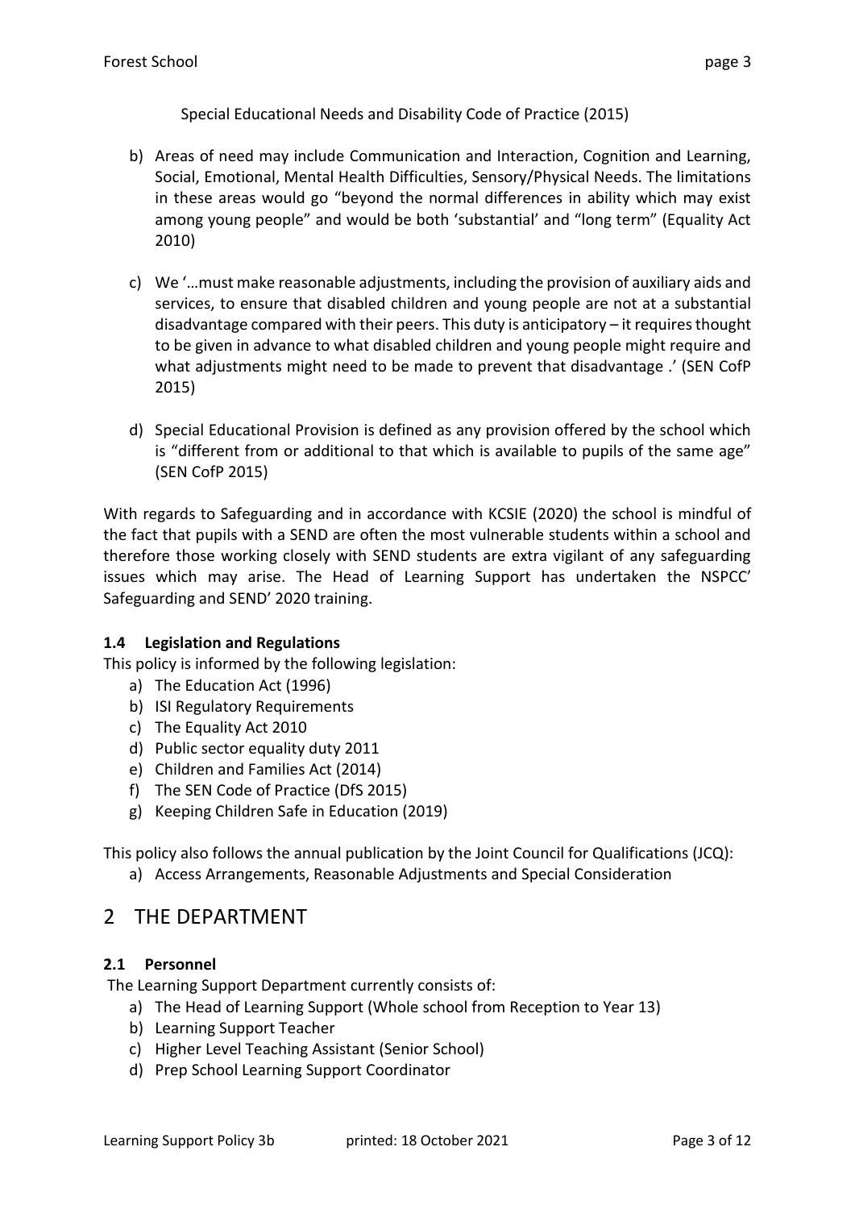Special Educational Needs and Disability Code of Practice (2015)

b) Areas of need may include Communication and Interaction, Cognition and Learning, Social, Emotional, Mental Health Difficulties, Sensory/Physical Needs. The limitations in these areas would go "beyond the normal differences in ability which may exist among young people" and would be both 'substantial' and "long term" (Equality Act 2010)

c) We '…must make reasonable adjustments, including the provision of auxiliary aids and services, to ensure that disabled children and young people are not at a substantial disadvantage compared with their peers. This duty is anticipatory – it requires thought to be given in advance to what disabled children and young people might require and what adjustments might need to be made to prevent that disadvantage .' (SEN CofP 2015)

d) Special Educational Provision is defined as any provision offered by the school which is "different from or additional to that which is available to pupils of the same age" (SEN CofP 2015)

With regards to Safeguarding and in accordance with KCSIE (2020) the school is mindful of the fact that pupils with a SEND are often the most vulnerable students within a school and therefore those working closely with SEND students are extra vigilant of any safeguarding issues which may arise. The Head of Learning Support has undertaken the NSPCC' Safeguarding and SEND' 2020 training.

### 1.4 Legislation and Regulations

This policy is informed by the following legislation:

a) The Education Act (1996)
b) ISI Regulatory Requirements
c) The Equality Act 2010
d) Public sector equality duty 2011
e) Children and Families Act (2014)
f) The SEN Code of Practice (DfS 2015)
g) Keeping Children Safe in Education (2019)

This policy also follows the annual publication by the Joint Council for Qualifications (JCQ):

a) Access Arrangements, Reasonable Adjustments and Special Consideration

## 2 THE DEPARTMENT

### 2.1 Personnel

The Learning Support Department currently consists of:

a) The Head of Learning Support (Whole school from Reception to Year 13)
b) Learning Support Teacher
c) Higher Level Teaching Assistant (Senior School)
d) Prep School Learning Support Coordinator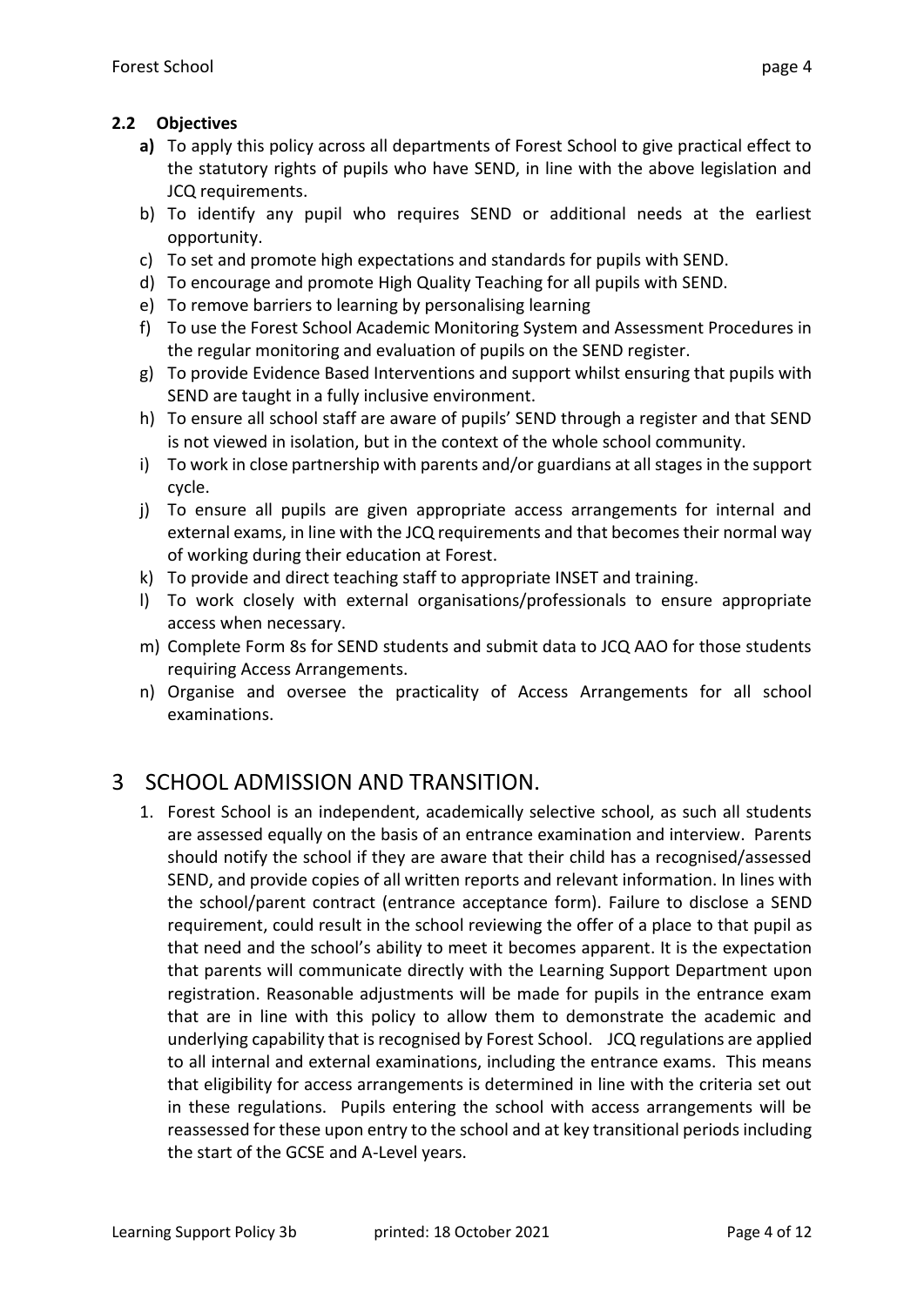### 2.2 Objectives

- **a)** To apply this policy across all departments of Forest School to give practical effect to the statutory rights of pupils who have SEND, in line with the above legislation and JCQ requirements.
- b) To identify any pupil who requires SEND or additional needs at the earliest opportunity.
- c) To set and promote high expectations and standards for pupils with SEND.
- d) To encourage and promote High Quality Teaching for all pupils with SEND.
- e) To remove barriers to learning by personalising learning
- f) To use the Forest School Academic Monitoring System and Assessment Procedures in the regular monitoring and evaluation of pupils on the SEND register.
- g) To provide Evidence Based Interventions and support whilst ensuring that pupils with SEND are taught in a fully inclusive environment.
- h) To ensure all school staff are aware of pupils' SEND through a register and that SEND is not viewed in isolation, but in the context of the whole school community.
- i) To work in close partnership with parents and/or guardians at all stages in the support cycle.
- j) To ensure all pupils are given appropriate access arrangements for internal and external exams, in line with the JCQ requirements and that becomes their normal way of working during their education at Forest.
- k) To provide and direct teaching staff to appropriate INSET and training.
- l) To work closely with external organisations/professionals to ensure appropriate access when necessary.
- m) Complete Form 8s for SEND students and submit data to JCQ AAO for those students requiring Access Arrangements.
- n) Organise and oversee the practicality of Access Arrangements for all school examinations.

# 3 SCHOOL ADMISSION AND TRANSITION.

1. Forest School is an independent, academically selective school, as such all students are assessed equally on the basis of an entrance examination and interview. Parents should notify the school if they are aware that their child has a recognised/assessed SEND, and provide copies of all written reports and relevant information. In lines with the school/parent contract (entrance acceptance form). Failure to disclose a SEND requirement, could result in the school reviewing the offer of a place to that pupil as that need and the school's ability to meet it becomes apparent. It is the expectation that parents will communicate directly with the Learning Support Department upon registration. Reasonable adjustments will be made for pupils in the entrance exam that are in line with this policy to allow them to demonstrate the academic and underlying capability that is recognised by Forest School. JCQ regulations are applied to all internal and external examinations, including the entrance exams. This means that eligibility for access arrangements is determined in line with the criteria set out in these regulations. Pupils entering the school with access arrangements will be reassessed for these upon entry to the school and at key transitional periods including the start of the GCSE and A-Level years.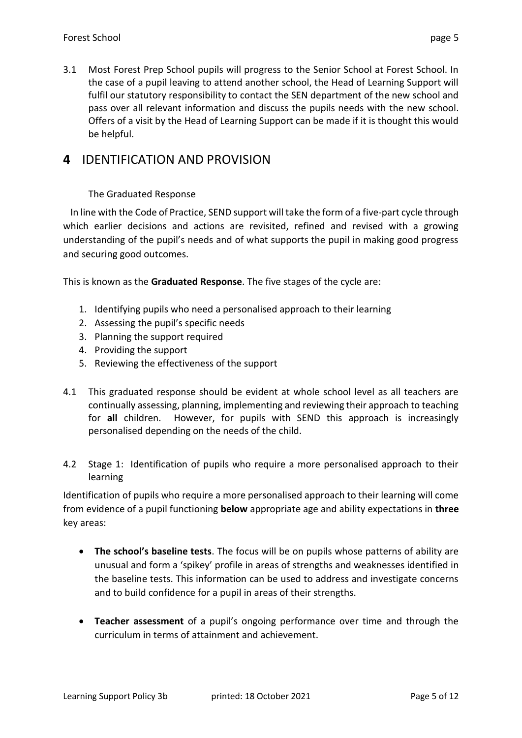3.1 Most Forest Prep School pupils will progress to the Senior School at Forest School. In the case of a pupil leaving to attend another school, the Head of Learning Support will fulfil our statutory responsibility to contact the SEN department of the new school and pass over all relevant information and discuss the pupils needs with the new school. Offers of a visit by the Head of Learning Support can be made if it is thought this would be helpful.

## 4 IDENTIFICATION AND PROVISION

The Graduated Response

In line with the Code of Practice, SEND support will take the form of a five-part cycle through which earlier decisions and actions are revisited, refined and revised with a growing understanding of the pupil's needs and of what supports the pupil in making good progress and securing good outcomes.

This is known as the **Graduated Response**. The five stages of the cycle are:

1. Identifying pupils who need a personalised approach to their learning
2. Assessing the pupil's specific needs
3. Planning the support required
4. Providing the support
5. Reviewing the effectiveness of the support

4.1 This graduated response should be evident at whole school level as all teachers are continually assessing, planning, implementing and reviewing their approach to teaching for **all** children. However, for pupils with SEND this approach is increasingly personalised depending on the needs of the child.

4.2 Stage 1: Identification of pupils who require a more personalised approach to their learning

Identification of pupils who require a more personalised approach to their learning will come from evidence of a pupil functioning **below** appropriate age and ability expectations in **three** key areas:

- **The school's baseline tests**. The focus will be on pupils whose patterns of ability are unusual and form a 'spikey' profile in areas of strengths and weaknesses identified in the baseline tests. This information can be used to address and investigate concerns and to build confidence for a pupil in areas of their strengths.

- **Teacher assessment** of a pupil's ongoing performance over time and through the curriculum in terms of attainment and achievement.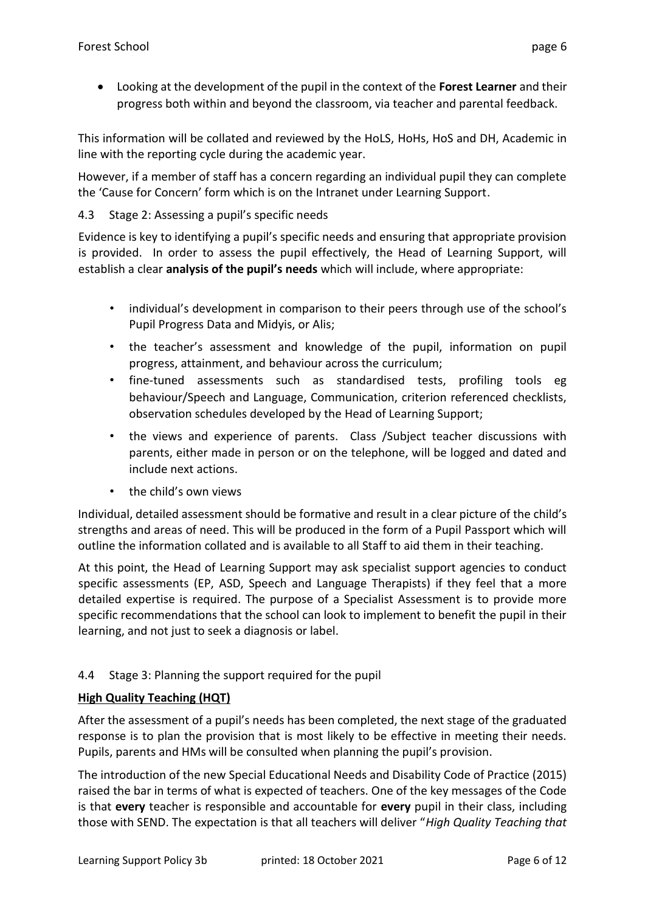- Looking at the development of the pupil in the context of the **Forest Learner** and their progress both within and beyond the classroom, via teacher and parental feedback.

This information will be collated and reviewed by the HoLS, HoHs, HoS and DH, Academic in line with the reporting cycle during the academic year.

However, if a member of staff has a concern regarding an individual pupil they can complete the 'Cause for Concern' form which is on the Intranet under Learning Support.

### 4.3 Stage 2: Assessing a pupil's specific needs

Evidence is key to identifying a pupil's specific needs and ensuring that appropriate provision is provided. In order to assess the pupil effectively, the Head of Learning Support, will establish a clear **analysis of the pupil's needs** which will include, where appropriate:

- individual's development in comparison to their peers through use of the school's Pupil Progress Data and Midyis, or Alis;
- the teacher's assessment and knowledge of the pupil, information on pupil progress, attainment, and behaviour across the curriculum;
- fine-tuned assessments such as standardised tests, profiling tools eg behaviour/Speech and Language, Communication, criterion referenced checklists, observation schedules developed by the Head of Learning Support;
- the views and experience of parents. Class /Subject teacher discussions with parents, either made in person or on the telephone, will be logged and dated and include next actions.
- the child's own views

Individual, detailed assessment should be formative and result in a clear picture of the child's strengths and areas of need. This will be produced in the form of a Pupil Passport which will outline the information collated and is available to all Staff to aid them in their teaching.

At this point, the Head of Learning Support may ask specialist support agencies to conduct specific assessments (EP, ASD, Speech and Language Therapists) if they feel that a more detailed expertise is required. The purpose of a Specialist Assessment is to provide more specific recommendations that the school can look to implement to benefit the pupil in their learning, and not just to seek a diagnosis or label.

### 4.4 Stage 3: Planning the support required for the pupil

**High Quality Teaching (HQT)**

After the assessment of a pupil's needs has been completed, the next stage of the graduated response is to plan the provision that is most likely to be effective in meeting their needs. Pupils, parents and HMs will be consulted when planning the pupil's provision.

The introduction of the new Special Educational Needs and Disability Code of Practice (2015) raised the bar in terms of what is expected of teachers. One of the key messages of the Code is that **every** teacher is responsible and accountable for **every** pupil in their class, including those with SEND. The expectation is that all teachers will deliver "*High Quality Teaching that*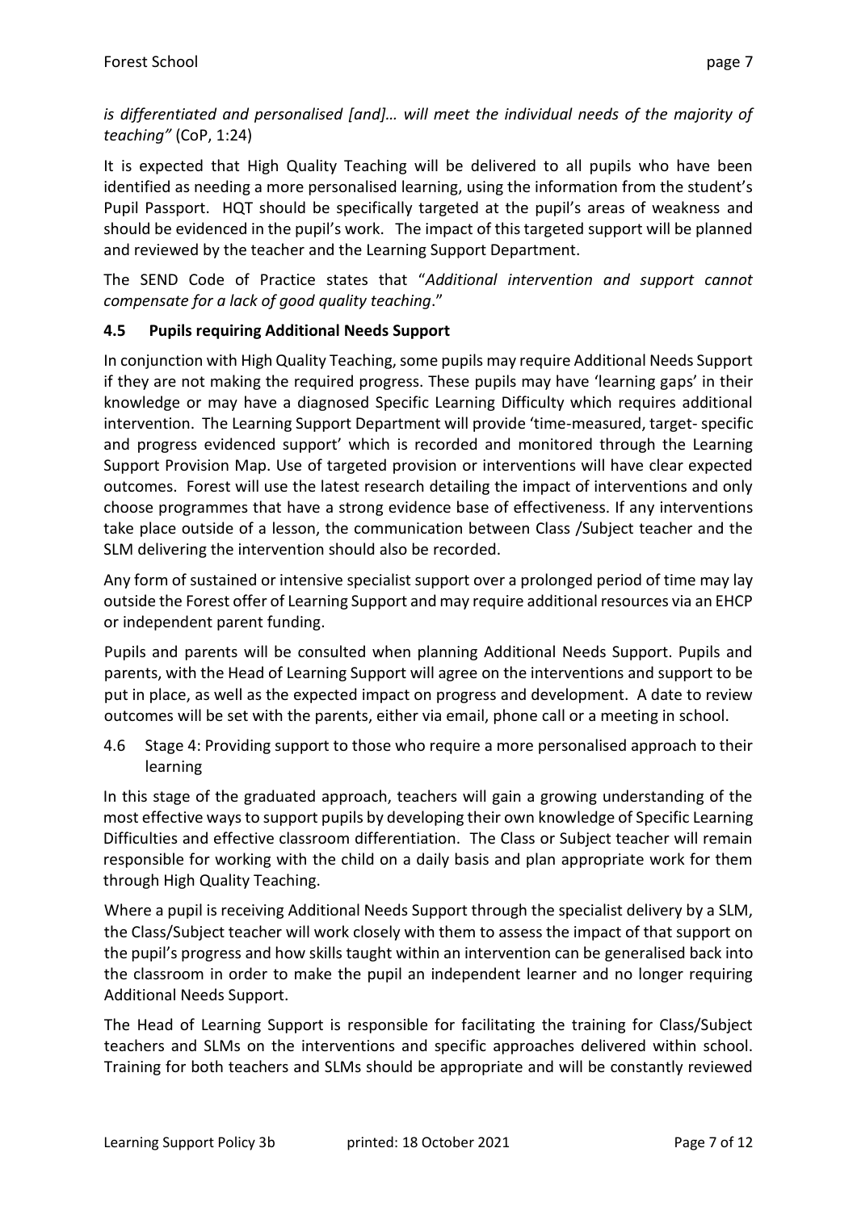*is differentiated and personalised [and]… will meet the individual needs of the majority of teaching"* (CoP, 1:24)

It is expected that High Quality Teaching will be delivered to all pupils who have been identified as needing a more personalised learning, using the information from the student's Pupil Passport. HQT should be specifically targeted at the pupil's areas of weakness and should be evidenced in the pupil's work. The impact of this targeted support will be planned and reviewed by the teacher and the Learning Support Department.

The SEND Code of Practice states that "*Additional intervention and support cannot compensate for a lack of good quality teaching*."

### 4.5 Pupils requiring Additional Needs Support

In conjunction with High Quality Teaching, some pupils may require Additional Needs Support if they are not making the required progress. These pupils may have 'learning gaps' in their knowledge or may have a diagnosed Specific Learning Difficulty which requires additional intervention. The Learning Support Department will provide 'time-measured, target- specific and progress evidenced support' which is recorded and monitored through the Learning Support Provision Map. Use of targeted provision or interventions will have clear expected outcomes. Forest will use the latest research detailing the impact of interventions and only choose programmes that have a strong evidence base of effectiveness. If any interventions take place outside of a lesson, the communication between Class /Subject teacher and the SLM delivering the intervention should also be recorded.

Any form of sustained or intensive specialist support over a prolonged period of time may lay outside the Forest offer of Learning Support and may require additional resources via an EHCP or independent parent funding.

Pupils and parents will be consulted when planning Additional Needs Support. Pupils and parents, with the Head of Learning Support will agree on the interventions and support to be put in place, as well as the expected impact on progress and development. A date to review outcomes will be set with the parents, either via email, phone call or a meeting in school.

4.6 Stage 4: Providing support to those who require a more personalised approach to their learning

In this stage of the graduated approach, teachers will gain a growing understanding of the most effective ways to support pupils by developing their own knowledge of Specific Learning Difficulties and effective classroom differentiation. The Class or Subject teacher will remain responsible for working with the child on a daily basis and plan appropriate work for them through High Quality Teaching.

Where a pupil is receiving Additional Needs Support through the specialist delivery by a SLM, the Class/Subject teacher will work closely with them to assess the impact of that support on the pupil's progress and how skills taught within an intervention can be generalised back into the classroom in order to make the pupil an independent learner and no longer requiring Additional Needs Support.

The Head of Learning Support is responsible for facilitating the training for Class/Subject teachers and SLMs on the interventions and specific approaches delivered within school. Training for both teachers and SLMs should be appropriate and will be constantly reviewed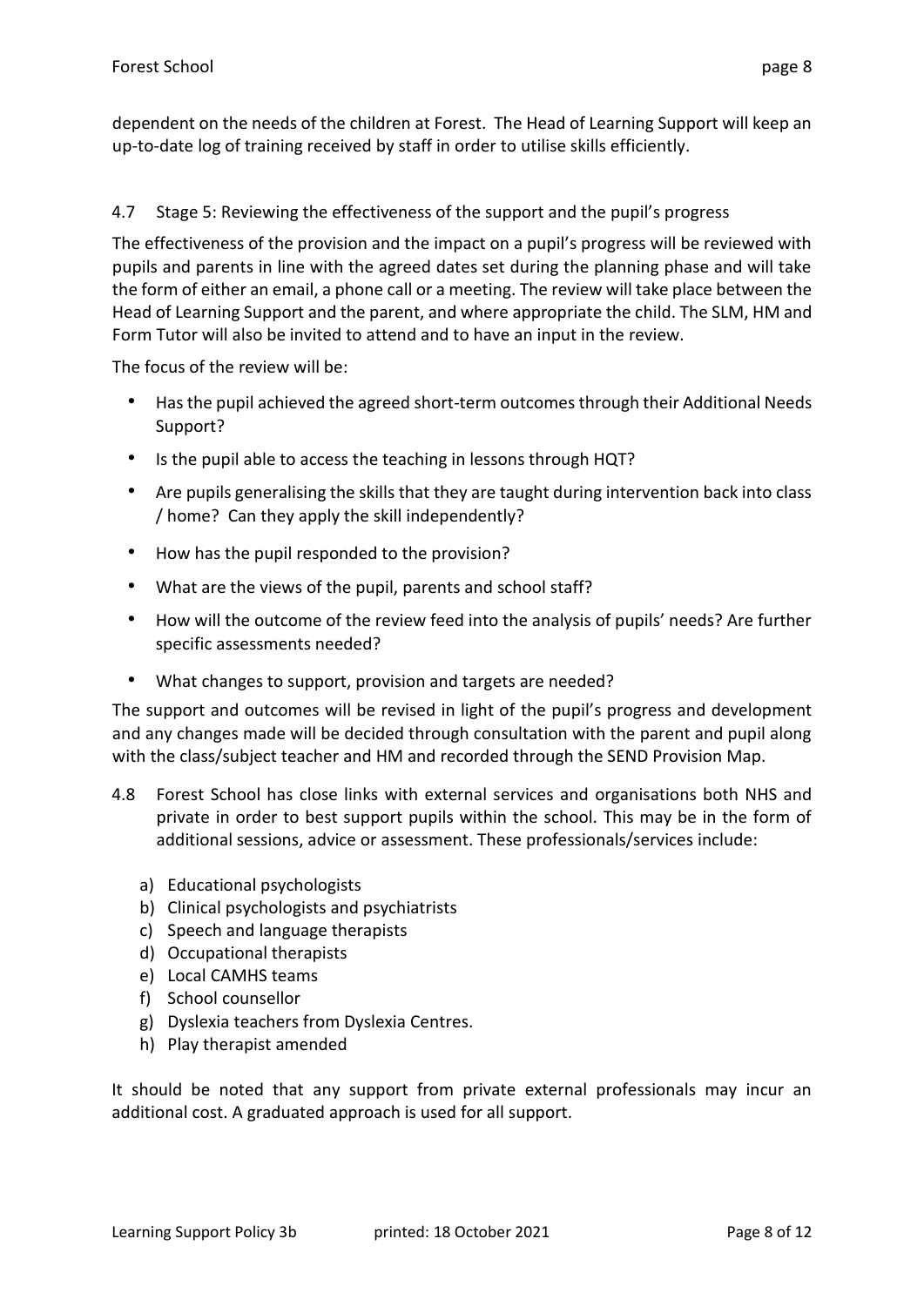dependent on the needs of the children at Forest. The Head of Learning Support will keep an up-to-date log of training received by staff in order to utilise skills efficiently.

### 4.7 Stage 5: Reviewing the effectiveness of the support and the pupil's progress

The effectiveness of the provision and the impact on a pupil's progress will be reviewed with pupils and parents in line with the agreed dates set during the planning phase and will take the form of either an email, a phone call or a meeting. The review will take place between the Head of Learning Support and the parent, and where appropriate the child. The SLM, HM and Form Tutor will also be invited to attend and to have an input in the review.

The focus of the review will be:

- Has the pupil achieved the agreed short-term outcomes through their Additional Needs Support?
- Is the pupil able to access the teaching in lessons through HQT?
- Are pupils generalising the skills that they are taught during intervention back into class / home? Can they apply the skill independently?
- How has the pupil responded to the provision?
- What are the views of the pupil, parents and school staff?
- How will the outcome of the review feed into the analysis of pupils' needs? Are further specific assessments needed?
- What changes to support, provision and targets are needed?

The support and outcomes will be revised in light of the pupil's progress and development and any changes made will be decided through consultation with the parent and pupil along with the class/subject teacher and HM and recorded through the SEND Provision Map.

4.8 Forest School has close links with external services and organisations both NHS and private in order to best support pupils within the school. This may be in the form of additional sessions, advice or assessment. These professionals/services include:

a) Educational psychologists
b) Clinical psychologists and psychiatrists
c) Speech and language therapists
d) Occupational therapists
e) Local CAMHS teams
f) School counsellor
g) Dyslexia teachers from Dyslexia Centres.
h) Play therapist amended

It should be noted that any support from private external professionals may incur an additional cost. A graduated approach is used for all support.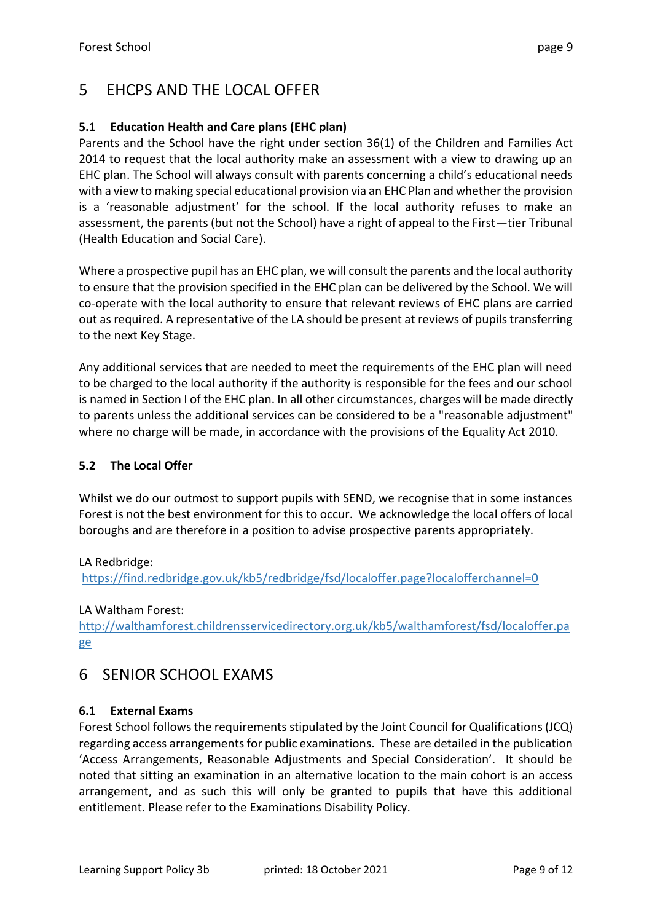# 5 EHCPS AND THE LOCAL OFFER

### 5.1 Education Health and Care plans (EHC plan)

Parents and the School have the right under section 36(1) of the Children and Families Act 2014 to request that the local authority make an assessment with a view to drawing up an EHC plan. The School will always consult with parents concerning a child's educational needs with a view to making special educational provision via an EHC Plan and whether the provision is a 'reasonable adjustment' for the school. If the local authority refuses to make an assessment, the parents (but not the School) have a right of appeal to the First—tier Tribunal (Health Education and Social Care).

Where a prospective pupil has an EHC plan, we will consult the parents and the local authority to ensure that the provision specified in the EHC plan can be delivered by the School. We will co-operate with the local authority to ensure that relevant reviews of EHC plans are carried out as required. A representative of the LA should be present at reviews of pupils transferring to the next Key Stage.

Any additional services that are needed to meet the requirements of the EHC plan will need to be charged to the local authority if the authority is responsible for the fees and our school is named in Section I of the EHC plan. In all other circumstances, charges will be made directly to parents unless the additional services can be considered to be a "reasonable adjustment" where no charge will be made, in accordance with the provisions of the Equality Act 2010.

### 5.2 The Local Offer

Whilst we do our outmost to support pupils with SEND, we recognise that in some instances Forest is not the best environment for this to occur. We acknowledge the local offers of local boroughs and are therefore in a position to advise prospective parents appropriately.

LA Redbridge:
https://find.redbridge.gov.uk/kb5/redbridge/fsd/localoffer.page?localofferchannel=0

LA Waltham Forest:
http://walthamforest.childrensservicedirectory.org.uk/kb5/walthamforest/fsd/localoffer.page

# 6 SENIOR SCHOOL EXAMS

### 6.1 External Exams

Forest School follows the requirements stipulated by the Joint Council for Qualifications (JCQ) regarding access arrangements for public examinations. These are detailed in the publication 'Access Arrangements, Reasonable Adjustments and Special Consideration'. It should be noted that sitting an examination in an alternative location to the main cohort is an access arrangement, and as such this will only be granted to pupils that have this additional entitlement. Please refer to the Examinations Disability Policy.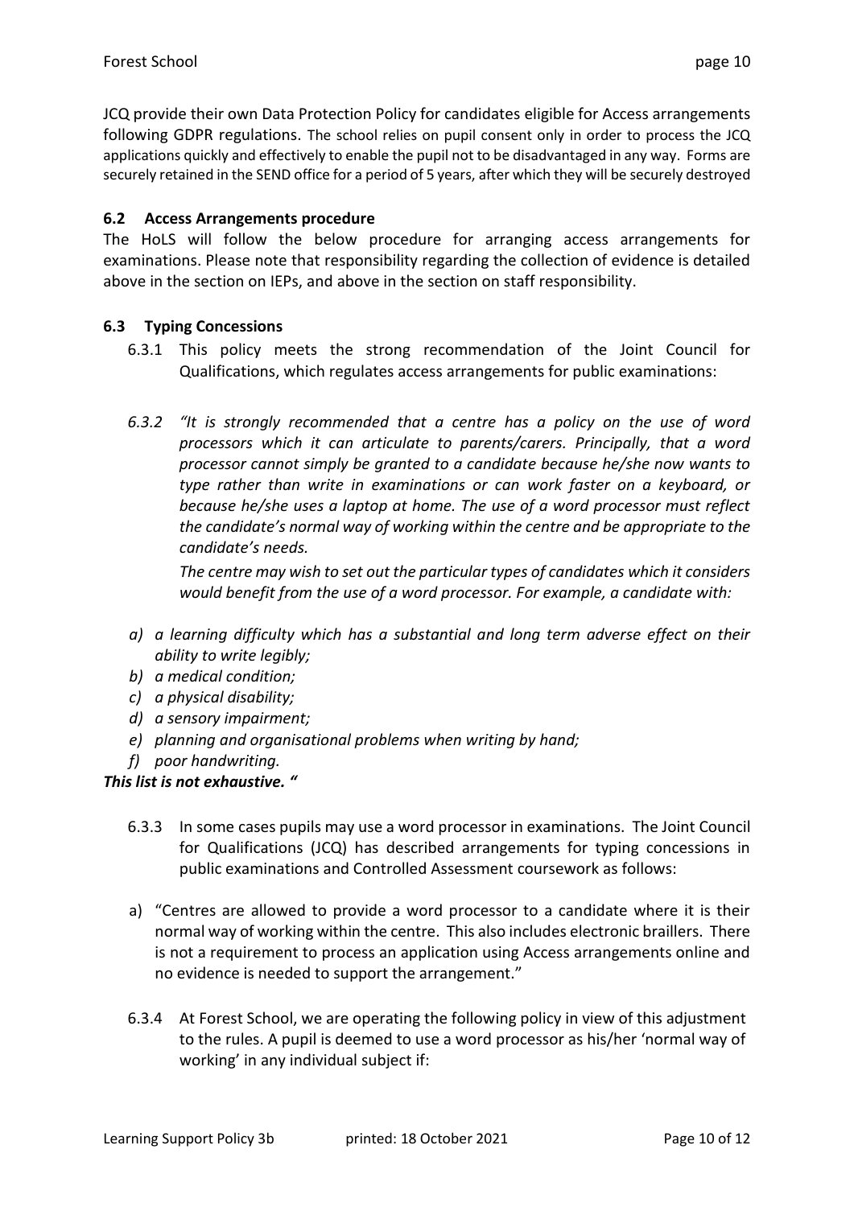JCQ provide their own Data Protection Policy for candidates eligible for Access arrangements following GDPR regulations. The school relies on pupil consent only in order to process the JCQ applications quickly and effectively to enable the pupil not to be disadvantaged in any way. Forms are securely retained in the SEND office for a period of 5 years, after which they will be securely destroyed

### 6.2 Access Arrangements procedure

The HoLS will follow the below procedure for arranging access arrangements for examinations. Please note that responsibility regarding the collection of evidence is detailed above in the section on IEPs, and above in the section on staff responsibility.

### 6.3 Typing Concessions

6.3.1 This policy meets the strong recommendation of the Joint Council for Qualifications, which regulates access arrangements for public examinations:

*6.3.2 "It is strongly recommended that a centre has a policy on the use of word processors which it can articulate to parents/carers. Principally, that a word processor cannot simply be granted to a candidate because he/she now wants to type rather than write in examinations or can work faster on a keyboard, or because he/she uses a laptop at home. The use of a word processor must reflect the candidate's normal way of working within the centre and be appropriate to the candidate's needs.*

*The centre may wish to set out the particular types of candidates which it considers would benefit from the use of a word processor. For example, a candidate with:*

*a) a learning difficulty which has a substantial and long term adverse effect on their ability to write legibly;*
*b) a medical condition;*
*c) a physical disability;*
*d) a sensory impairment;*
*e) planning and organisational problems when writing by hand;*
*f) poor handwriting.*

***This list is not exhaustive. "***

6.3.3 In some cases pupils may use a word processor in examinations. The Joint Council for Qualifications (JCQ) has described arrangements for typing concessions in public examinations and Controlled Assessment coursework as follows:

a) "Centres are allowed to provide a word processor to a candidate where it is their normal way of working within the centre. This also includes electronic braillers. There is not a requirement to process an application using Access arrangements online and no evidence is needed to support the arrangement."

6.3.4 At Forest School, we are operating the following policy in view of this adjustment to the rules. A pupil is deemed to use a word processor as his/her 'normal way of working' in any individual subject if: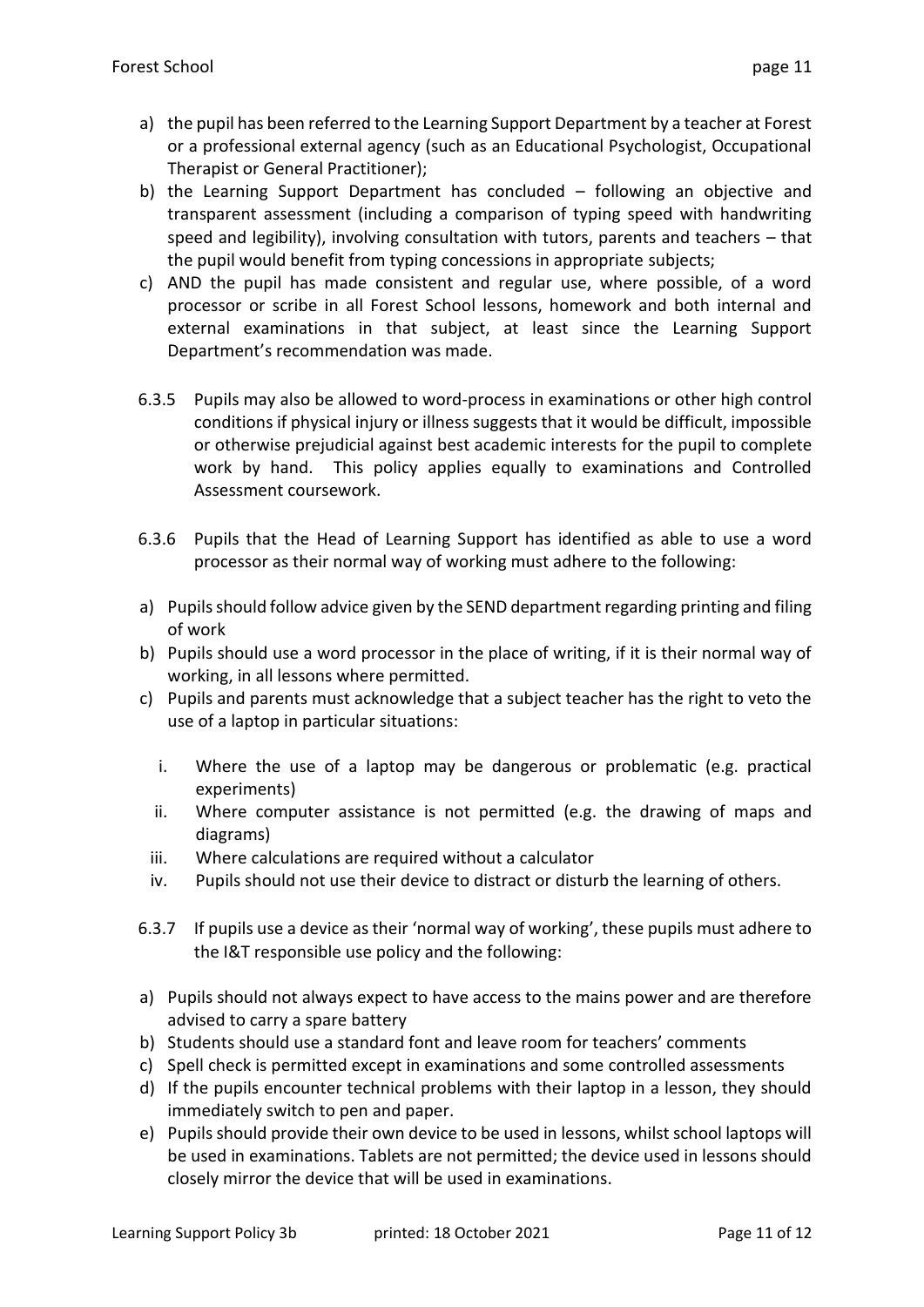a) the pupil has been referred to the Learning Support Department by a teacher at Forest or a professional external agency (such as an Educational Psychologist, Occupational Therapist or General Practitioner);
b) the Learning Support Department has concluded – following an objective and transparent assessment (including a comparison of typing speed with handwriting speed and legibility), involving consultation with tutors, parents and teachers – that the pupil would benefit from typing concessions in appropriate subjects;
c) AND the pupil has made consistent and regular use, where possible, of a word processor or scribe in all Forest School lessons, homework and both internal and external examinations in that subject, at least since the Learning Support Department's recommendation was made.

6.3.5 Pupils may also be allowed to word-process in examinations or other high control conditions if physical injury or illness suggests that it would be difficult, impossible or otherwise prejudicial against best academic interests for the pupil to complete work by hand. This policy applies equally to examinations and Controlled Assessment coursework.

6.3.6 Pupils that the Head of Learning Support has identified as able to use a word processor as their normal way of working must adhere to the following:

a) Pupils should follow advice given by the SEND department regarding printing and filing of work
b) Pupils should use a word processor in the place of writing, if it is their normal way of working, in all lessons where permitted.
c) Pupils and parents must acknowledge that a subject teacher has the right to veto the use of a laptop in particular situations:
    i. Where the use of a laptop may be dangerous or problematic (e.g. practical experiments)
    ii. Where computer assistance is not permitted (e.g. the drawing of maps and diagrams)
    iii. Where calculations are required without a calculator
    iv. Pupils should not use their device to distract or disturb the learning of others.

6.3.7 If pupils use a device as their 'normal way of working', these pupils must adhere to the I&T responsible use policy and the following:

a) Pupils should not always expect to have access to the mains power and are therefore advised to carry a spare battery
b) Students should use a standard font and leave room for teachers' comments
c) Spell check is permitted except in examinations and some controlled assessments
d) If the pupils encounter technical problems with their laptop in a lesson, they should immediately switch to pen and paper.
e) Pupils should provide their own device to be used in lessons, whilst school laptops will be used in examinations. Tablets are not permitted; the device used in lessons should closely mirror the device that will be used in examinations.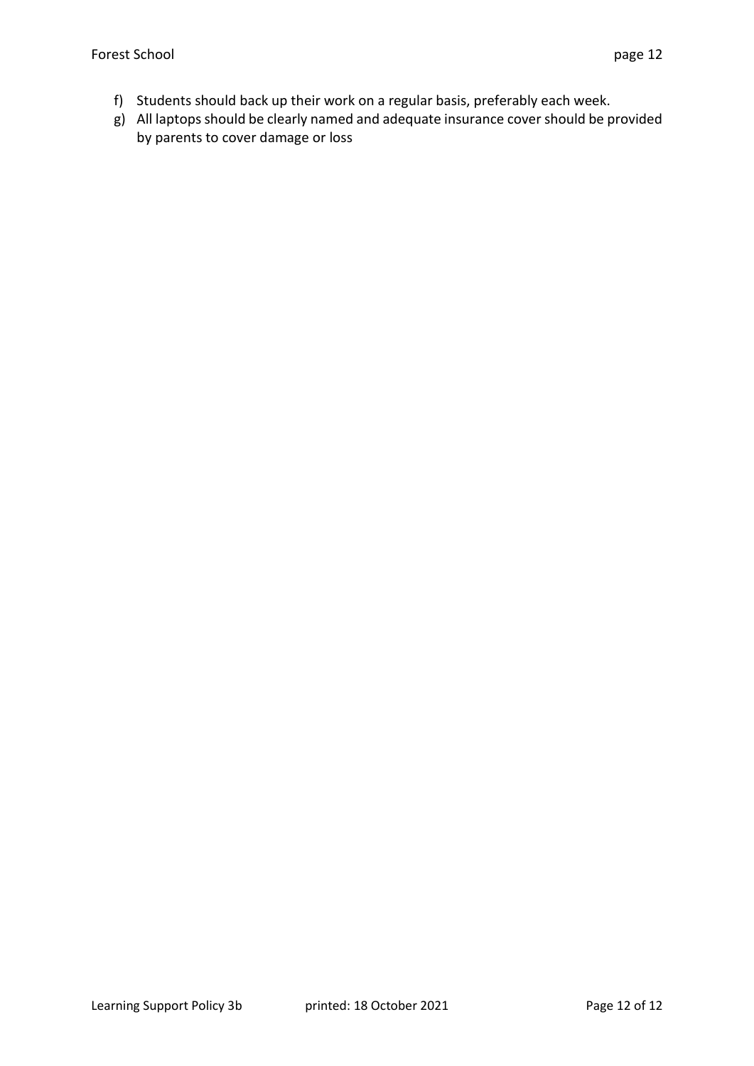f) Students should back up their work on a regular basis, preferably each week.
g) All laptops should be clearly named and adequate insurance cover should be provided by parents to cover damage or loss